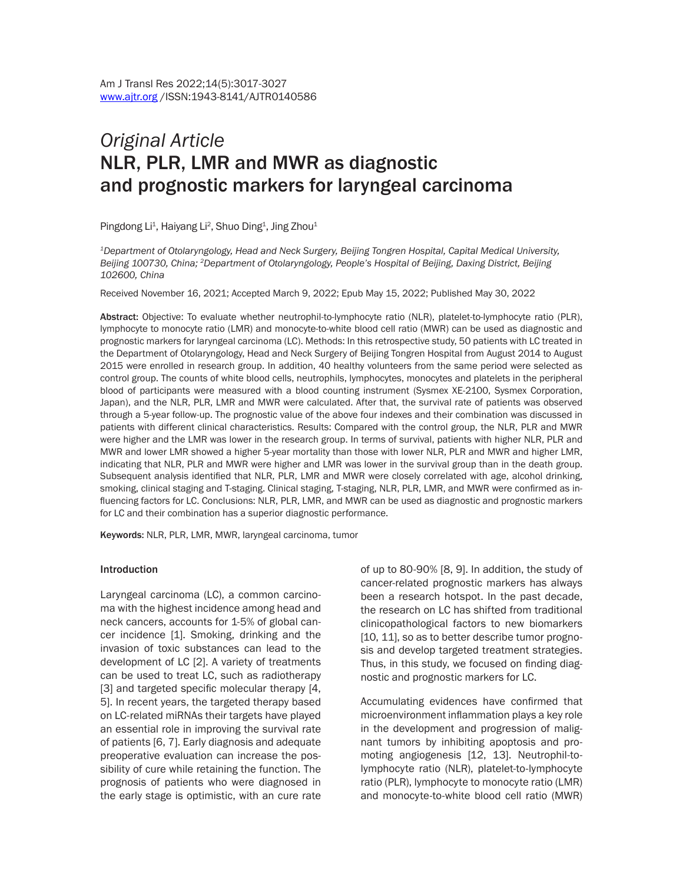*Original Article*

# NLR, PLR, LMR and MWR as diagnostic and prognostic markers for laryngeal carcinoma

Pingdong Li[1], Haiyang Li[2], Shuo Ding[1], Jing Zhou[1]

[1]*Department of Otolaryngology, Head and Neck Surgery, Beijing Tongren Hospital, Capital Medical University, Beijing 100730, China;* [2]*Department of Otolaryngology, People's Hospital of Beijing, Daxing District, Beijing 102600, China*

Received November 16, 2021; Accepted March 9, 2022; Epub May 15, 2022; Published May 30, 2022

**Abstract:** Objective: To evaluate whether neutrophil-to-lymphocyte ratio (NLR), platelet-to-lymphocyte ratio (PLR), lymphocyte to monocyte ratio (LMR) and monocyte-to-white blood cell ratio (MWR) can be used as diagnostic and prognostic markers for laryngeal carcinoma (LC). Methods: In this retrospective study, 50 patients with LC treated in the Department of Otolaryngology, Head and Neck Surgery of Beijing Tongren Hospital from August 2014 to August 2015 were enrolled in research group. In addition, 40 healthy volunteers from the same period were selected as control group. The counts of white blood cells, neutrophils, lymphocytes, monocytes and platelets in the peripheral blood of participants were measured with a blood counting instrument (Sysmex XE-2100, Sysmex Corporation, Japan), and the NLR, PLR, LMR and MWR were calculated. After that, the survival rate of patients was observed through a 5-year follow-up. The prognostic value of the above four indexes and their combination was discussed in patients with different clinical characteristics. Results: Compared with the control group, the NLR, PLR and MWR were higher and the LMR was lower in the research group. In terms of survival, patients with higher NLR, PLR and MWR and lower LMR showed a higher 5-year mortality than those with lower NLR, PLR and MWR and higher LMR, indicating that NLR, PLR and MWR were higher and LMR was lower in the survival group than in the death group. Subsequent analysis identified that NLR, PLR, LMR and MWR were closely correlated with age, alcohol drinking, smoking, clinical staging and T-staging. Clinical staging, T-staging, NLR, PLR, LMR, and MWR were confirmed as influencing factors for LC. Conclusions: NLR, PLR, LMR, and MWR can be used as diagnostic and prognostic markers for LC and their combination has a superior diagnostic performance.

**Keywords:** NLR, PLR, LMR, MWR, laryngeal carcinoma, tumor

## Introduction

Laryngeal carcinoma (LC), a common carcinoma with the highest incidence among head and neck cancers, accounts for 1-5% of global cancer incidence [1]. Smoking, drinking and the invasion of toxic substances can lead to the development of LC [2]. A variety of treatments can be used to treat LC, such as radiotherapy [3] and targeted specific molecular therapy [4, 5]. In recent years, the targeted therapy based on LC-related miRNAs their targets have played an essential role in improving the survival rate of patients [6, 7]. Early diagnosis and adequate preoperative evaluation can increase the possibility of cure while retaining the function. The prognosis of patients who were diagnosed in the early stage is optimistic, with an cure rate of up to 80-90% [8, 9]. In addition, the study of cancer-related prognostic markers has always been a research hotspot. In the past decade, the research on LC has shifted from traditional clinicopathological factors to new biomarkers [10, 11], so as to better describe tumor prognosis and develop targeted treatment strategies. Thus, in this study, we focused on finding diagnostic and prognostic markers for LC.

Accumulating evidences have confirmed that microenvironment inflammation plays a key role in the development and progression of malignant tumors by inhibiting apoptosis and promoting angiogenesis [12, 13]. Neutrophil-to-lymphocyte ratio (NLR), platelet-to-lymphocyte ratio (PLR), lymphocyte to monocyte ratio (LMR) and monocyte-to-white blood cell ratio (MWR)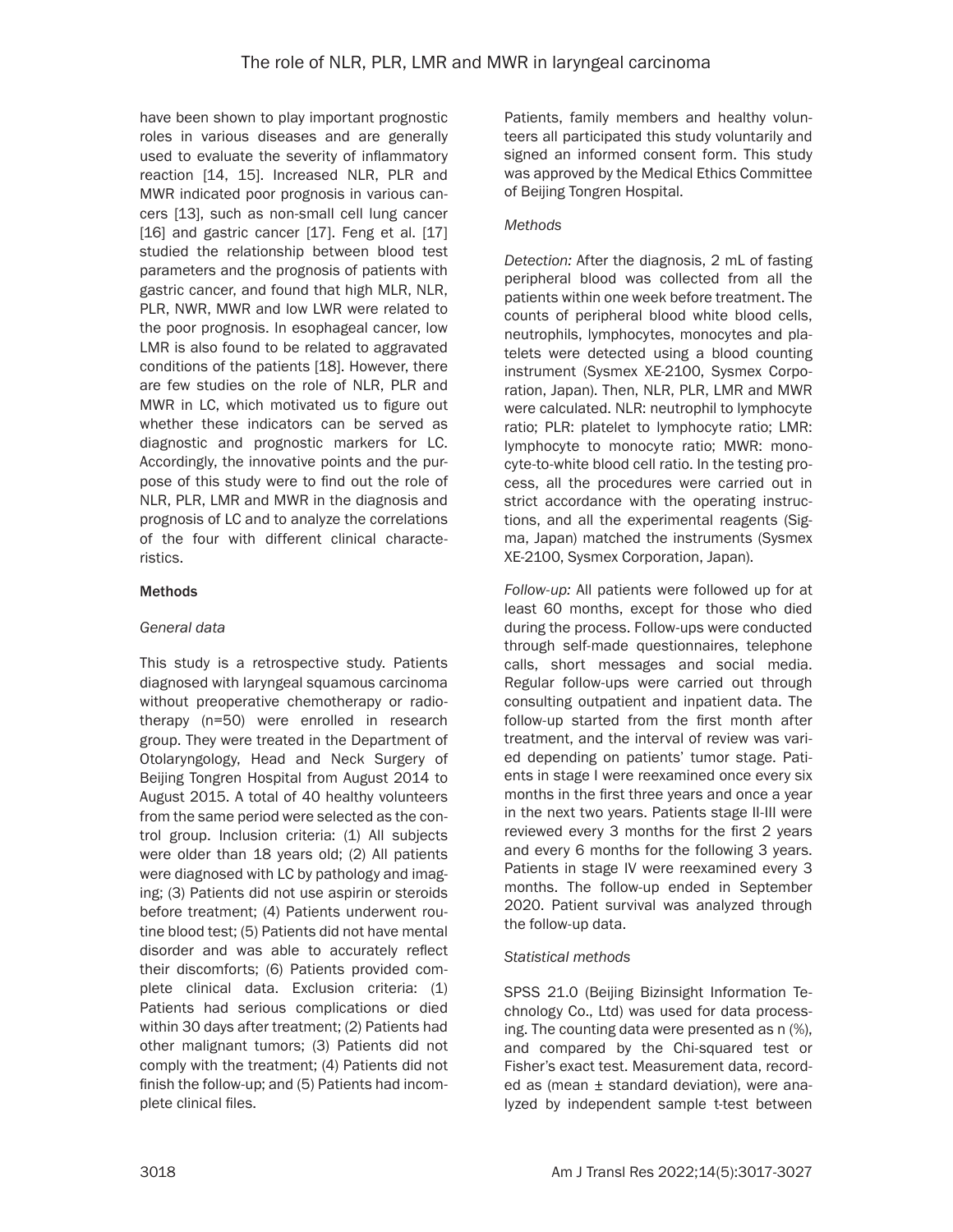have been shown to play important prognostic roles in various diseases and are generally used to evaluate the severity of inflammatory reaction [14, 15]. Increased NLR, PLR and MWR indicated poor prognosis in various cancers [13], such as non-small cell lung cancer [16] and gastric cancer [17]. Feng et al. [17] studied the relationship between blood test parameters and the prognosis of patients with gastric cancer, and found that high MLR, NLR, PLR, NWR, MWR and low LWR were related to the poor prognosis. In esophageal cancer, low LMR is also found to be related to aggravated conditions of the patients [18]. However, there are few studies on the role of NLR, PLR and MWR in LC, which motivated us to figure out whether these indicators can be served as diagnostic and prognostic markers for LC. Accordingly, the innovative points and the purpose of this study were to find out the role of NLR, PLR, LMR and MWR in the diagnosis and prognosis of LC and to analyze the correlations of the four with different clinical characteristics.

## Methods

### *General data*

This study is a retrospective study. Patients diagnosed with laryngeal squamous carcinoma without preoperative chemotherapy or radiotherapy (n=50) were enrolled in research group. They were treated in the Department of Otolaryngology, Head and Neck Surgery of Beijing Tongren Hospital from August 2014 to August 2015. A total of 40 healthy volunteers from the same period were selected as the control group. Inclusion criteria: (1) All subjects were older than 18 years old; (2) All patients were diagnosed with LC by pathology and imaging; (3) Patients did not use aspirin or steroids before treatment; (4) Patients underwent routine blood test; (5) Patients did not have mental disorder and was able to accurately reflect their discomforts; (6) Patients provided complete clinical data. Exclusion criteria: (1) Patients had serious complications or died within 30 days after treatment; (2) Patients had other malignant tumors; (3) Patients did not comply with the treatment; (4) Patients did not finish the follow-up; and (5) Patients had incomplete clinical files.

Patients, family members and healthy volunteers all participated this study voluntarily and signed an informed consent form. This study was approved by the Medical Ethics Committee of Beijing Tongren Hospital.

### *Methods*

*Detection:* After the diagnosis, 2 mL of fasting peripheral blood was collected from all the patients within one week before treatment. The counts of peripheral blood white blood cells, neutrophils, lymphocytes, monocytes and platelets were detected using a blood counting instrument (Sysmex XE-2100, Sysmex Corporation, Japan). Then, NLR, PLR, LMR and MWR were calculated. NLR: neutrophil to lymphocyte ratio; PLR: platelet to lymphocyte ratio; LMR: lymphocyte to monocyte ratio; MWR: monocyte-to-white blood cell ratio. In the testing process, all the procedures were carried out in strict accordance with the operating instructions, and all the experimental reagents (Sigma, Japan) matched the instruments (Sysmex XE-2100, Sysmex Corporation, Japan).

*Follow-up:* All patients were followed up for at least 60 months, except for those who died during the process. Follow-ups were conducted through self-made questionnaires, telephone calls, short messages and social media. Regular follow-ups were carried out through consulting outpatient and inpatient data. The follow-up started from the first month after treatment, and the interval of review was varied depending on patients' tumor stage. Patients in stage I were reexamined once every six months in the first three years and once a year in the next two years. Patients stage II-III were reviewed every 3 months for the first 2 years and every 6 months for the following 3 years. Patients in stage IV were reexamined every 3 months. The follow-up ended in September 2020. Patient survival was analyzed through the follow-up data.

### *Statistical methods*

SPSS 21.0 (Beijing Bizinsight Information Technology Co., Ltd) was used for data processing. The counting data were presented as n (%), and compared by the Chi-squared test or Fisher's exact test. Measurement data, recorded as (mean ± standard deviation), were analyzed by independent sample t-test between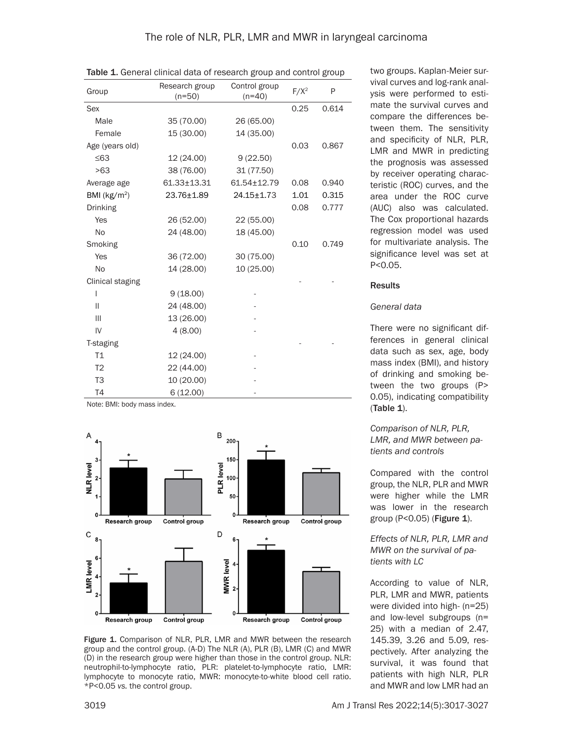Table 1. General clinical data of research group and control group

| Group | Research group (n=50) | Control group (n=40) | $F/X^2$ | P |
|---|---|---|---|---|
| Sex | | | 0.25 | 0.614 |
| Male | 35 (70.00) | 26 (65.00) | | |
| Female | 15 (30.00) | 14 (35.00) | | |
| Age (years old) | | | 0.03 | 0.867 |
| ≤63 | 12 (24.00) | 9 (22.50) | | |
| >63 | 38 (76.00) | 31 (77.50) | | |
| Average age | 61.33±13.31 | 61.54±12.79 | 0.08 | 0.940 |
| BMI ($kg/m^2$) | 23.76±1.89 | 24.15±1.73 | 1.01 | 0.315 |
| Drinking | | | 0.08 | 0.777 |
| Yes | 26 (52.00) | 22 (55.00) | | |
| No | 24 (48.00) | 18 (45.00) | | |
| Smoking | | | 0.10 | 0.749 |
| Yes | 36 (72.00) | 30 (75.00) | | |
| No | 14 (28.00) | 10 (25.00) | | |
| Clinical staging | | | - | - |
| I | 9 (18.00) | - | | |
| II | 24 (48.00) | - | | |
| III | 13 (26.00) | - | | |
| IV | 4 (8.00) | - | | |
| T-staging | | | - | - |
| T1 | 12 (24.00) | - | | |
| T2 | 22 (44.00) | - | | |
| T3 | 10 (20.00) | - | | |
| T4 | 6 (12.00) | - | | |

Note: BMI: body mass index.

A
NLR level
Research group
Control group

B
PLR level
Research group
Control group

C
LMR level
Research group
Control group

D
MWR level
Research group
Control group

Figure 1. Comparison of NLR, PLR, LMR and MWR between the research group and the control group. (A-D) The NLR (A), PLR (B), LMR (C) and MWR (D) in the research group were higher than those in the control group. NLR: neutrophil-to-lymphocyte ratio, PLR: platelet-to-lymphocyte ratio, LMR: lymphocyte to monocyte ratio, MWR: monocyte-to-white blood cell ratio. *P<0.05 *vs.* the control group.

two groups. Kaplan-Meier survival curves and log-rank analysis were performed to estimate the survival curves and compare the differences between them. The sensitivity and specificity of NLR, PLR, LMR and MWR in predicting the prognosis was assessed by receiver operating characteristic (ROC) curves, and the area under the ROC curve (AUC) also was calculated. The Cox proportional hazards regression model was used for multivariate analysis. The significance level was set at P<0.05.

## Results

### *General data*

There were no significant differences in general clinical data such as sex, age, body mass index (BMI), and history of drinking and smoking between the two groups (P>0.05), indicating compatibility (**Table 1**).

### *Comparison of NLR, PLR, LMR, and MWR between patients and controls*

Compared with the control group, the NLR, PLR and MWR were higher while the LMR was lower in the research group (P<0.05) (**Figure 1**).

### *Effects of NLR, PLR, LMR and MWR on the survival of patients with LC*

According to value of NLR, PLR, LMR and MWR, patients were divided into high- (n=25) and low-level subgroups (n=25) with a median of 2.47, 145.39, 3.26 and 5.09, respectively. After analyzing the survival, it was found that patients with high NLR, PLR and MWR and low LMR had an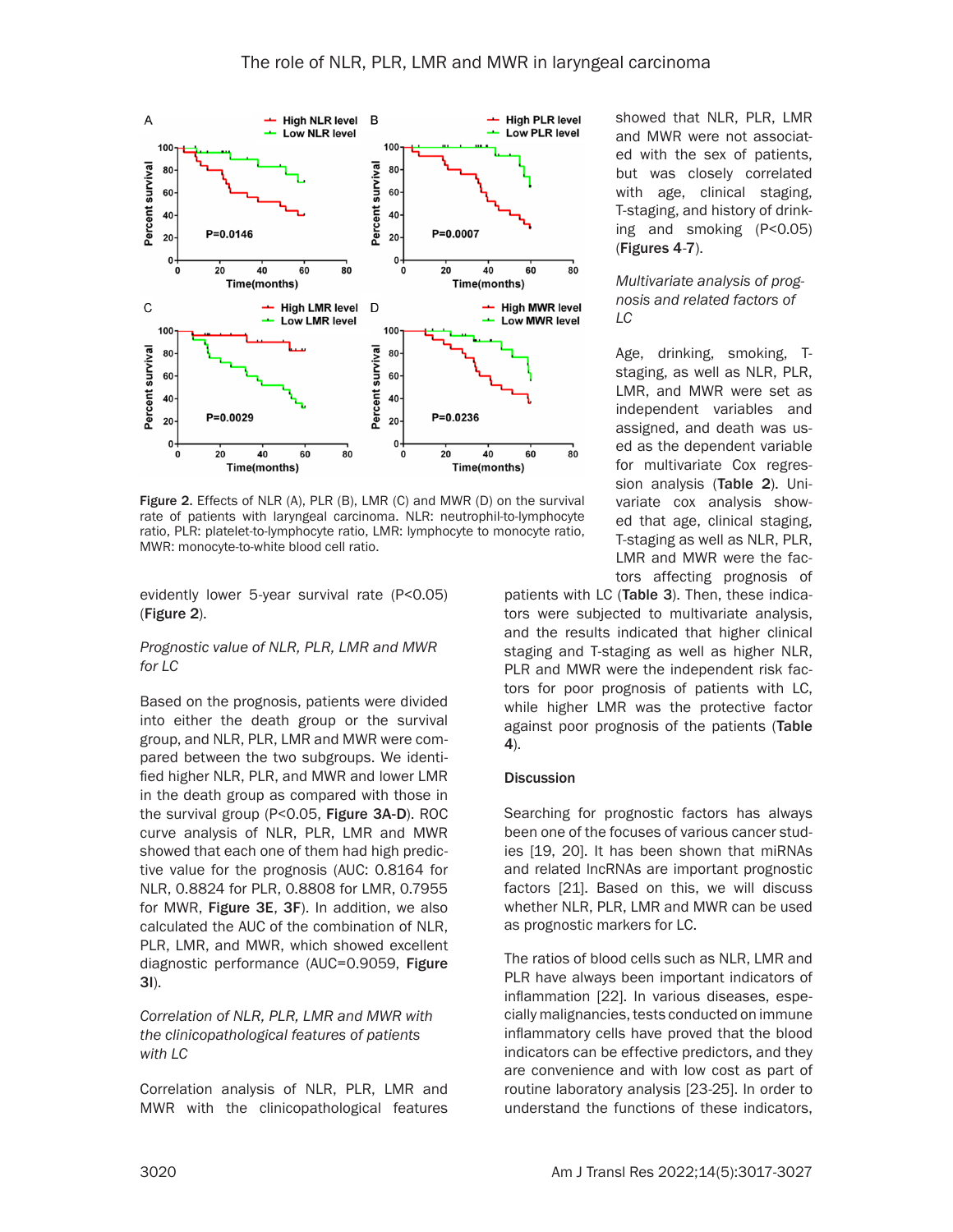A

High NLR level
Low NLR level

Percent survival

P=0.0146

Time(months)

B

High PLR level
Low PLR level

Percent survival

P=0.0007

Time(months)

C

High LMR level
Low LMR level

Percent survival

P=0.0029

Time(months)

D

High MWR level
Low MWR level

Percent survival

P=0.0236

Time(months)

Figure 2. Effects of NLR (A), PLR (B), LMR (C) and MWR (D) on the survival rate of patients with laryngeal carcinoma. NLR: neutrophil-to-lymphocyte ratio, PLR: platelet-to-lymphocyte ratio, LMR: lymphocyte to monocyte ratio, MWR: monocyte-to-white blood cell ratio.

evidently lower 5-year survival rate ($P<0.05$) (**Figure 2**).

*Prognostic value of NLR, PLR, LMR and MWR for LC*

Based on the prognosis, patients were divided into either the death group or the survival group, and NLR, PLR, LMR and MWR were compared between the two subgroups. We identified higher NLR, PLR, and MWR and lower LMR in the death group as compared with those in the survival group ($P<0.05$, **Figure 3A-D**). ROC curve analysis of NLR, PLR, LMR and MWR showed that each one of them had high predictive value for the prognosis (AUC: 0.8164 for NLR, 0.8824 for PLR, 0.8808 for LMR, 0.7955 for MWR, **Figure 3E**, **3F**). In addition, we also calculated the AUC of the combination of NLR, PLR, LMR, and MWR, which showed excellent diagnostic performance (AUC=0.9059, **Figure 3I**).

*Correlation of NLR, PLR, LMR and MWR with the clinicopathological features of patients with LC*

Correlation analysis of NLR, PLR, LMR and MWR with the clinicopathological features showed that NLR, PLR, LMR and MWR were not associated with the sex of patients, but was closely correlated with age, clinical staging, T-staging, and history of drinking and smoking ($P<0.05$) (**Figures 4-7**).

*Multivariate analysis of prognosis and related factors of LC*

Age, drinking, smoking, T-staging, as well as NLR, PLR, LMR, and MWR were set as independent variables and assigned, and death was used as the dependent variable for multivariate Cox regression analysis (**Table 2**). Univariate cox analysis showed that age, clinical staging, T-staging as well as NLR, PLR, LMR and MWR were the factors affecting prognosis of patients with LC (**Table 3**). Then, these indicators were subjected to multivariate analysis, and the results indicated that higher clinical staging and T-staging as well as higher NLR, PLR and MWR were the independent risk factors for poor prognosis of patients with LC, while higher LMR was the protective factor against poor prognosis of the patients (**Table 4**).

## Discussion

Searching for prognostic factors has always been one of the focuses of various cancer studies [19, 20]. It has been shown that miRNAs and related lncRNAs are important prognostic factors [21]. Based on this, we will discuss whether NLR, PLR, LMR and MWR can be used as prognostic markers for LC.

The ratios of blood cells such as NLR, LMR and PLR have always been important indicators of inflammation [22]. In various diseases, especially malignancies, tests conducted on immune inflammatory cells have proved that the blood indicators can be effective predictors, and they are convenience and with low cost as part of routine laboratory analysis [23-25]. In order to understand the functions of these indicators,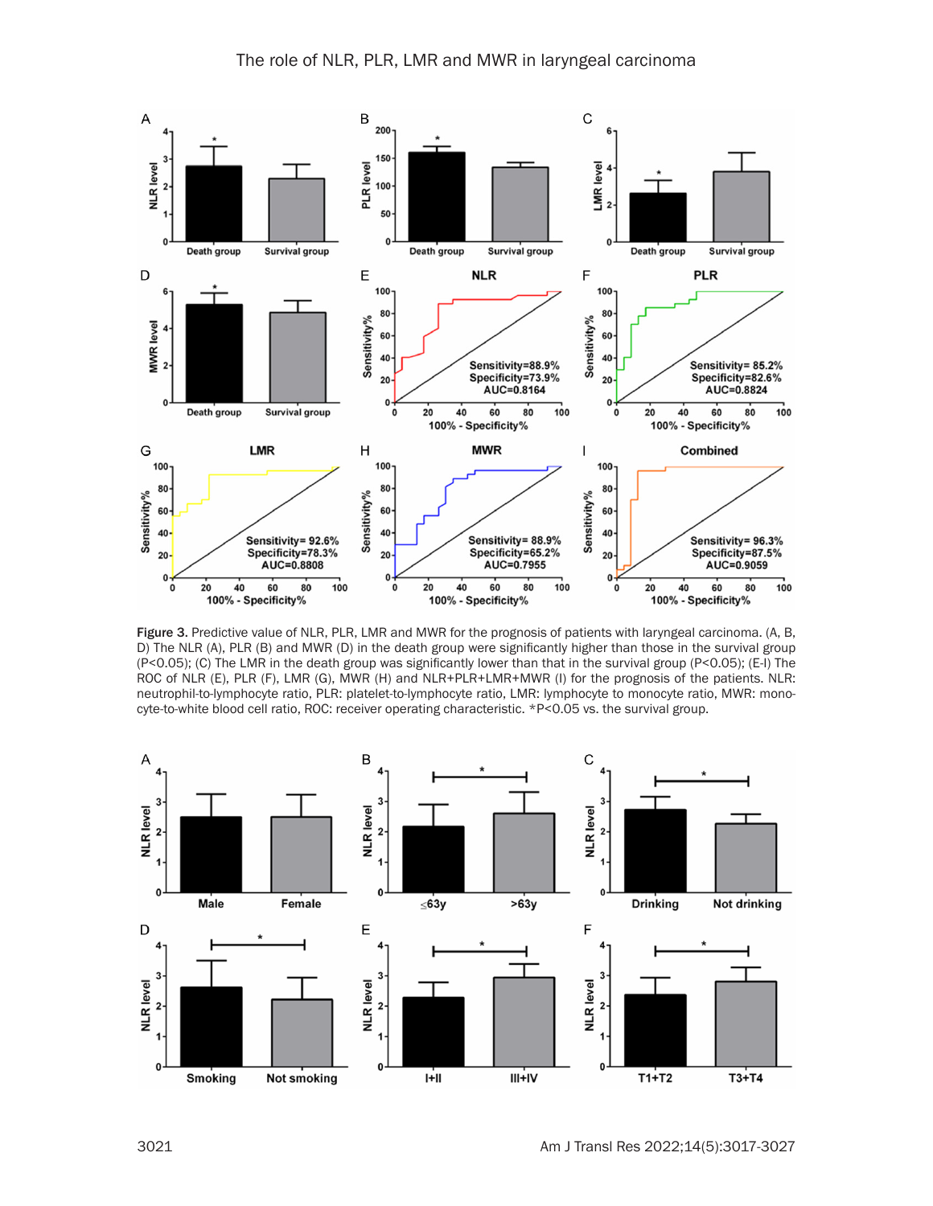A

NLR level

Death group

Survival group

B

PLR level

Death group

Survival group

C

LMR level

Death group

Survival group

D

MWR level

Death group

Survival group

E

NLR

Sensitivity=88.9%
Specificity=73.9%
AUC=0.8164

Sensitivity%

100% - Specificity%

F

PLR

Sensitivity= 85.2%
Specificity=82.6%
AUC=0.8824

Sensitivity%

100% - Specificity%

G

LMR

Sensitivity= 92.6%
Specificity=78.3%
AUC=0.8808

Sensitivity%

100% - Specificity%

H

MWR

Sensitivity= 88.9%
Specificity=65.2%
AUC=0.7955

Sensitivity%

100% - Specificity%

I

Combined

Sensitivity= 96.3%
Specificity=87.5%
AUC=0.9059

Sensitivity%

100% - Specificity%

Figure 3. Predictive value of NLR, PLR, LMR and MWR for the prognosis of patients with laryngeal carcinoma. (A, B, D) The NLR (A), PLR (B) and MWR (D) in the death group were significantly higher than those in the survival group ($P<0.05$); (C) The LMR in the death group was significantly lower than that in the survival group ($P<0.05$); (E-I) The ROC of NLR (E), PLR (F), LMR (G), MWR (H) and NLR+PLR+LMR+MWR (I) for the prognosis of the patients. NLR: neutrophil-to-lymphocyte ratio, PLR: platelet-to-lymphocyte ratio, LMR: lymphocyte to monocyte ratio, MWR: monocyte-to-white blood cell ratio, ROC: receiver operating characteristic. *$P<0.05$ vs. the survival group.

A

NLR level

Male

Female

B

NLR level

≤63y

>63y

C

NLR level

Drinking

Not drinking

D

NLR level

Smoking

Not smoking

E

NLR level

I+II

III+IV

F

NLR level

T1+T2

T3+T4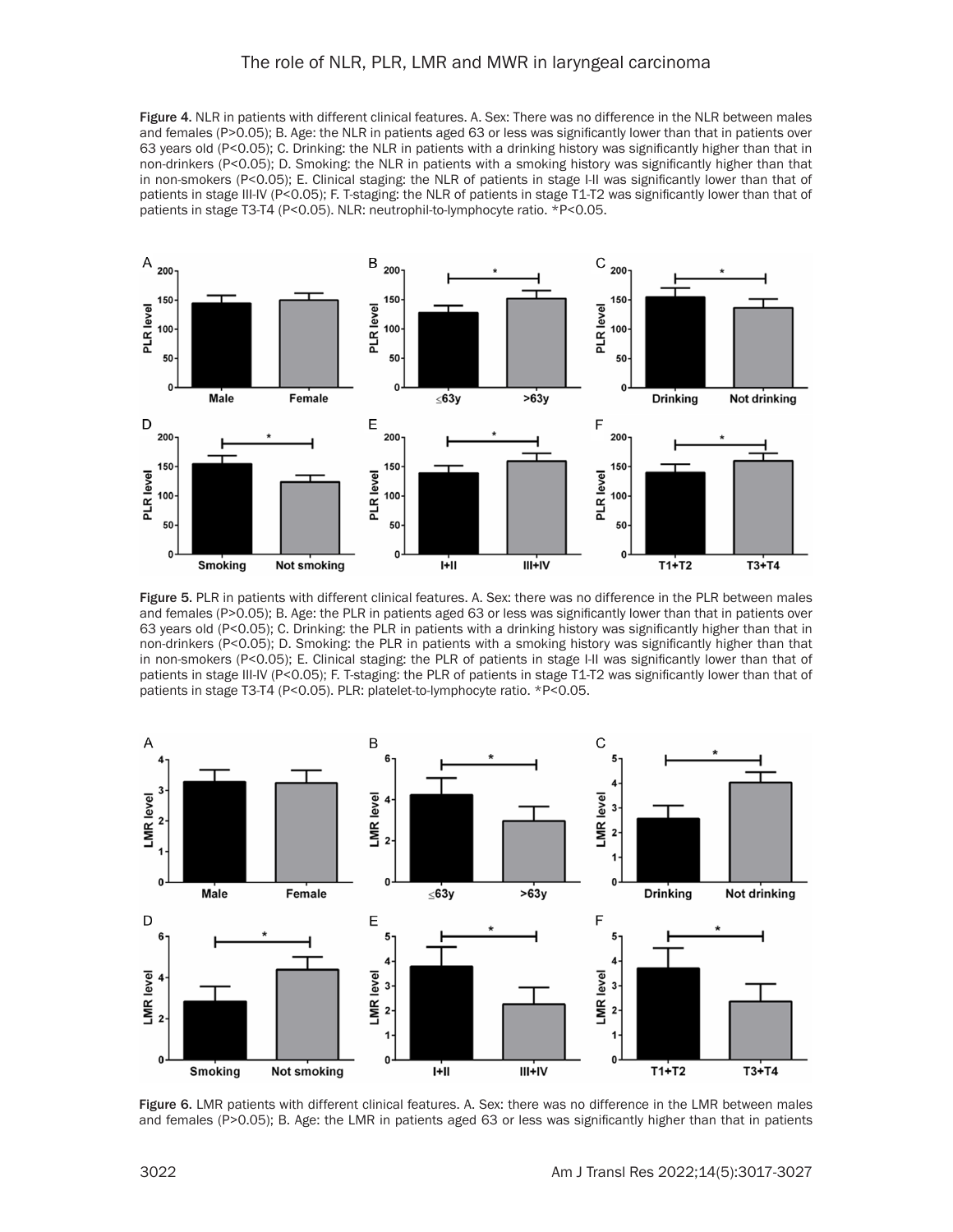Figure 4. NLR in patients with different clinical features. A. Sex: There was no difference in the NLR between males and females (P>0.05); B. Age: the NLR in patients aged 63 or less was significantly lower than that in patients over 63 years old (P<0.05); C. Drinking: the NLR in patients with a drinking history was significantly higher than that in non-drinkers (P<0.05); D. Smoking: the NLR in patients with a smoking history was significantly higher than that in non-smokers (P<0.05); E. Clinical staging: the NLR of patients in stage I-II was significantly lower than that of patients in stage III-IV (P<0.05); F. T-staging: the NLR of patients in stage T1-T2 was significantly lower than that of patients in stage T3-T4 (P<0.05). NLR: neutrophil-to-lymphocyte ratio. *P<0.05.

A
PLR level
200
150
100
50
0
Male
Female

B
PLR level
200
150
100
50
0
*
≤63y
>63y

C
PLR level
200
150
100
50
0
*
Drinking
Not drinking

D
PLR level
200
150
100
50
0
*
Smoking
Not smoking

E
PLR level
200
150
100
50
0
*
I+II
III+IV

F
PLR level
200
150
100
50
0
*
T1+T2
T3+T4

Figure 5. PLR in patients with different clinical features. A. Sex: there was no difference in the PLR between males and females (P>0.05); B. Age: the PLR in patients aged 63 or less was significantly lower than that in patients over 63 years old (P<0.05); C. Drinking: the PLR in patients with a drinking history was significantly higher than that in non-drinkers (P<0.05); D. Smoking: the PLR in patients with a smoking history was significantly higher than that in non-smokers (P<0.05); E. Clinical staging: the PLR of patients in stage I-II was significantly lower than that of patients in stage III-IV (P<0.05); F. T-staging: the PLR of patients in stage T1-T2 was significantly lower than that of patients in stage T3-T4 (P<0.05). PLR: platelet-to-lymphocyte ratio. *P<0.05.

A
LMR level
4
3
2
1
0
Male
Female

B
LMR level
6
4
2
0
*
≤63y
>63y

C
LMR level
5
4
3
2
1
0
*
Drinking
Not drinking

D
LMR level
6
4
2
0
*
Smoking
Not smoking

E
LMR level
5
4
3
2
1
0
*
I+II
III+IV

F
LMR level
5
4
3
2
1
0
*
T1+T2
T3+T4

Figure 6. LMR patients with different clinical features. A. Sex: there was no difference in the LMR between males and females (P>0.05); B. Age: the LMR in patients aged 63 or less was significantly higher than that in patients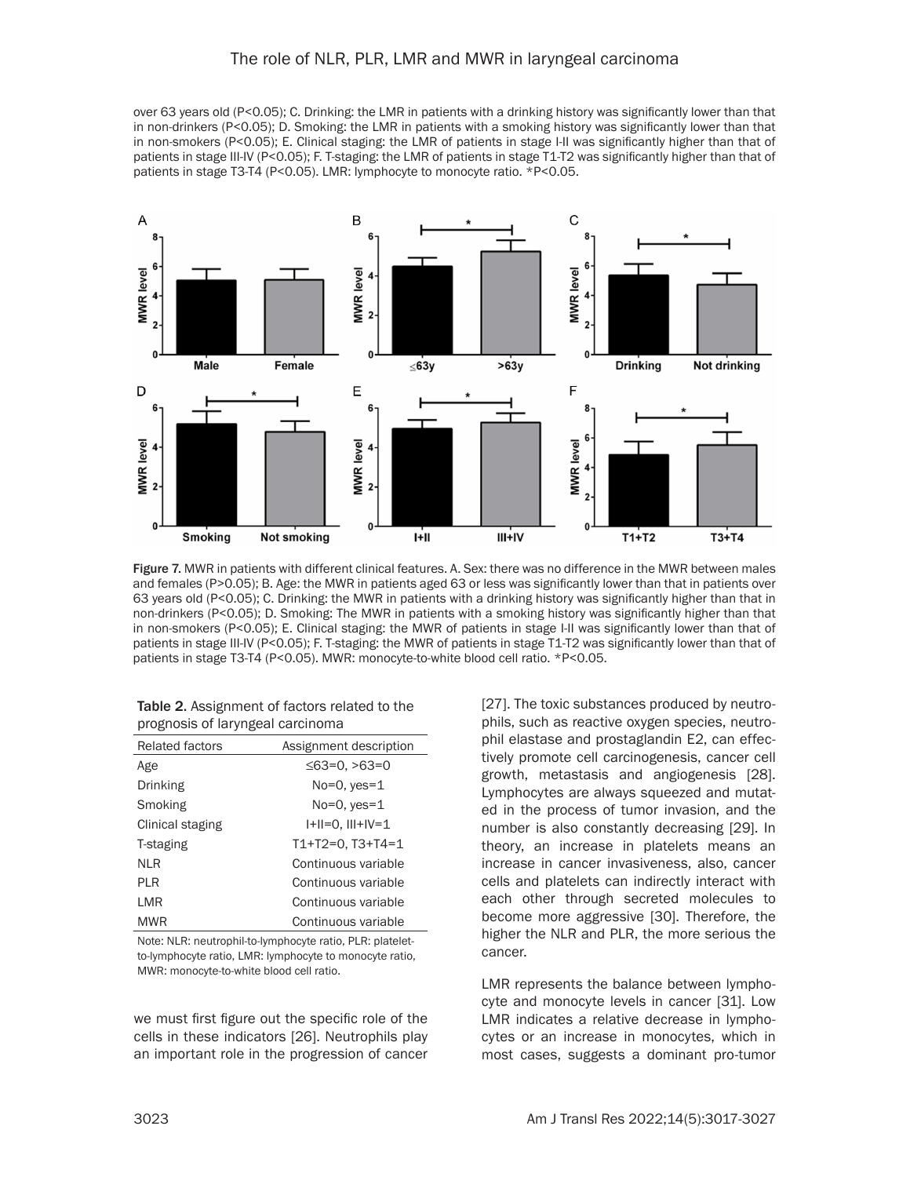over 63 years old (P<0.05); C. Drinking: the LMR in patients with a drinking history was significantly lower than that in non-drinkers (P<0.05); D. Smoking: the LMR in patients with a smoking history was significantly lower than that in non-smokers (P<0.05); E. Clinical staging: the LMR of patients in stage I-II was significantly higher than that of patients in stage III-IV (P<0.05); F. T-staging: the LMR of patients in stage T1-T2 was significantly higher than that of patients in stage T3-T4 (P<0.05). LMR: lymphocyte to monocyte ratio. *P<0.05.

A
MWR level
8
6
4
2
0
Male
Female

B
*
MWR level
6
4
2
0
≤63y
>63y

C
*
MWR level
8
6
4
2
0
Drinking
Not drinking

D
*
MWR level
6
4
2
0
Smoking
Not smoking

E
*
MWR level
6
4
2
0
I+II
III+IV

F
*
MWR level
8
6
4
2
0
T1+T2
T3+T4

**Figure 7.** MWR in patients with different clinical features. A. Sex: there was no difference in the MWR between males and females (P>0.05); B. Age: the MWR in patients aged 63 or less was significantly lower than that in patients over 63 years old (P<0.05); C. Drinking: the MWR in patients with a drinking history was significantly higher than that in non-drinkers (P<0.05); D. Smoking: The MWR in patients with a smoking history was significantly higher than that in non-smokers (P<0.05); E. Clinical staging: the MWR of patients in stage I-II was significantly lower than that of patients in stage III-IV (P<0.05); F. T-staging: the MWR of patients in stage T1-T2 was significantly lower than that of patients in stage T3-T4 (P<0.05). MWR: monocyte-to-white blood cell ratio. *P<0.05.

**Table 2.** Assignment of factors related to the prognosis of laryngeal carcinoma

| Related factors | Assignment description |
|---|---|
| Age | ≤63=0, >63=0 |
| Drinking | No=0, yes=1 |
| Smoking | No=0, yes=1 |
| Clinical staging | I+II=0, III+IV=1 |
| T-staging | T1+T2=0, T3+T4=1 |
| NLR | Continuous variable |
| PLR | Continuous variable |
| LMR | Continuous variable |
| MWR | Continuous variable |

Note: NLR: neutrophil-to-lymphocyte ratio, PLR: platelet-to-lymphocyte ratio, LMR: lymphocyte to monocyte ratio, MWR: monocyte-to-white blood cell ratio.

we must first figure out the specific role of the cells in these indicators [26]. Neutrophils play an important role in the progression of cancer [27]. The toxic substances produced by neutrophils, such as reactive oxygen species, neutrophil elastase and prostaglandin E2, can effectively promote cell carcinogenesis, cancer cell growth, metastasis and angiogenesis [28]. Lymphocytes are always squeezed and mutated in the process of tumor invasion, and the number is also constantly decreasing [29]. In theory, an increase in platelets means an increase in cancer invasiveness, also, cancer cells and platelets can indirectly interact with each other through secreted molecules to become more aggressive [30]. Therefore, the higher the NLR and PLR, the more serious the cancer.

LMR represents the balance between lymphocyte and monocyte levels in cancer [31]. Low LMR indicates a relative decrease in lymphocytes or an increase in monocytes, which in most cases, suggests a dominant pro-tumor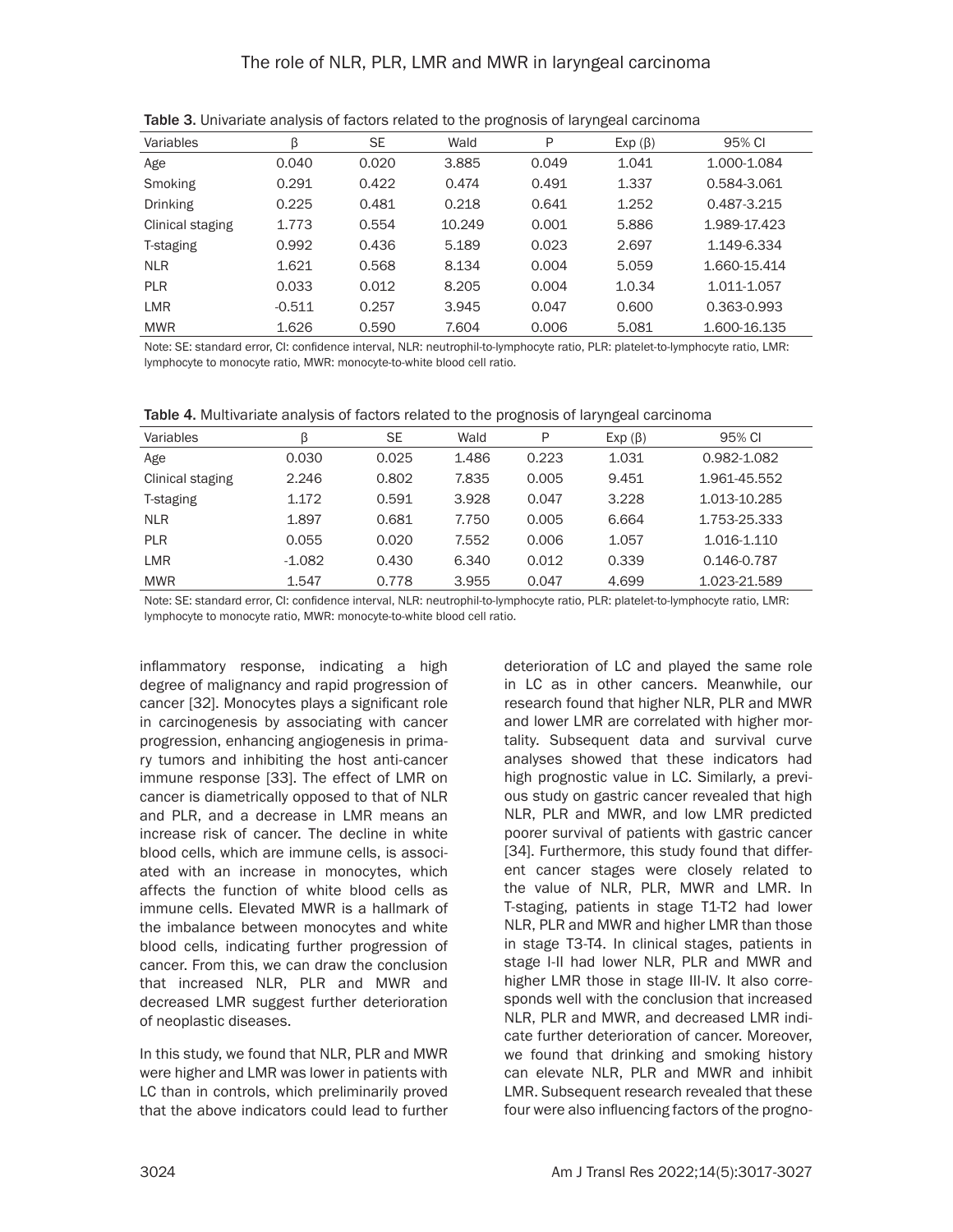Table 3. Univariate analysis of factors related to the prognosis of laryngeal carcinoma

| Variables | β | SE | Wald | P | Exp (β) | 95% CI |
|---|---|---|---|---|---|---|
| Age | 0.040 | 0.020 | 3.885 | 0.049 | 1.041 | 1.000-1.084 |
| Smoking | 0.291 | 0.422 | 0.474 | 0.491 | 1.337 | 0.584-3.061 |
| Drinking | 0.225 | 0.481 | 0.218 | 0.641 | 1.252 | 0.487-3.215 |
| Clinical staging | 1.773 | 0.554 | 10.249 | 0.001 | 5.886 | 1.989-17.423 |
| T-staging | 0.992 | 0.436 | 5.189 | 0.023 | 2.697 | 1.149-6.334 |
| NLR | 1.621 | 0.568 | 8.134 | 0.004 | 5.059 | 1.660-15.414 |
| PLR | 0.033 | 0.012 | 8.205 | 0.004 | 1.0.34 | 1.011-1.057 |
| LMR | -0.511 | 0.257 | 3.945 | 0.047 | 0.600 | 0.363-0.993 |
| MWR | 1.626 | 0.590 | 7.604 | 0.006 | 5.081 | 1.600-16.135 |

Note: SE: standard error, CI: confidence interval, NLR: neutrophil-to-lymphocyte ratio, PLR: platelet-to-lymphocyte ratio, LMR: lymphocyte to monocyte ratio, MWR: monocyte-to-white blood cell ratio.

Table 4. Multivariate analysis of factors related to the prognosis of laryngeal carcinoma

| Variables | β | SE | Wald | P | Exp (β) | 95% CI |
|---|---|---|---|---|---|---|
| Age | 0.030 | 0.025 | 1.486 | 0.223 | 1.031 | 0.982-1.082 |
| Clinical staging | 2.246 | 0.802 | 7.835 | 0.005 | 9.451 | 1.961-45.552 |
| T-staging | 1.172 | 0.591 | 3.928 | 0.047 | 3.228 | 1.013-10.285 |
| NLR | 1.897 | 0.681 | 7.750 | 0.005 | 6.664 | 1.753-25.333 |
| PLR | 0.055 | 0.020 | 7.552 | 0.006 | 1.057 | 1.016-1.110 |
| LMR | -1.082 | 0.430 | 6.340 | 0.012 | 0.339 | 0.146-0.787 |
| MWR | 1.547 | 0.778 | 3.955 | 0.047 | 4.699 | 1.023-21.589 |

Note: SE: standard error, CI: confidence interval, NLR: neutrophil-to-lymphocyte ratio, PLR: platelet-to-lymphocyte ratio, LMR: lymphocyte to monocyte ratio, MWR: monocyte-to-white blood cell ratio.

inflammatory response, indicating a high degree of malignancy and rapid progression of cancer [32]. Monocytes plays a significant role in carcinogenesis by associating with cancer progression, enhancing angiogenesis in primary tumors and inhibiting the host anti-cancer immune response [33]. The effect of LMR on cancer is diametrically opposed to that of NLR and PLR, and a decrease in LMR means an increase risk of cancer. The decline in white blood cells, which are immune cells, is associated with an increase in monocytes, which affects the function of white blood cells as immune cells. Elevated MWR is a hallmark of the imbalance between monocytes and white blood cells, indicating further progression of cancer. From this, we can draw the conclusion that increased NLR, PLR and MWR and decreased LMR suggest further deterioration of neoplastic diseases.

In this study, we found that NLR, PLR and MWR were higher and LMR was lower in patients with LC than in controls, which preliminarily proved that the above indicators could lead to further deterioration of LC and played the same role in LC as in other cancers. Meanwhile, our research found that higher NLR, PLR and MWR and lower LMR are correlated with higher mortality. Subsequent data and survival curve analyses showed that these indicators had high prognostic value in LC. Similarly, a previous study on gastric cancer revealed that high NLR, PLR and MWR, and low LMR predicted poorer survival of patients with gastric cancer [34]. Furthermore, this study found that different cancer stages were closely related to the value of NLR, PLR, MWR and LMR. In T-staging, patients in stage T1-T2 had lower NLR, PLR and MWR and higher LMR than those in stage T3-T4. In clinical stages, patients in stage I-II had lower NLR, PLR and MWR and higher LMR those in stage III-IV. It also corresponds well with the conclusion that increased NLR, PLR and MWR, and decreased LMR indicate further deterioration of cancer. Moreover, we found that drinking and smoking history can elevate NLR, PLR and MWR and inhibit LMR. Subsequent research revealed that these four were also influencing factors of the progno-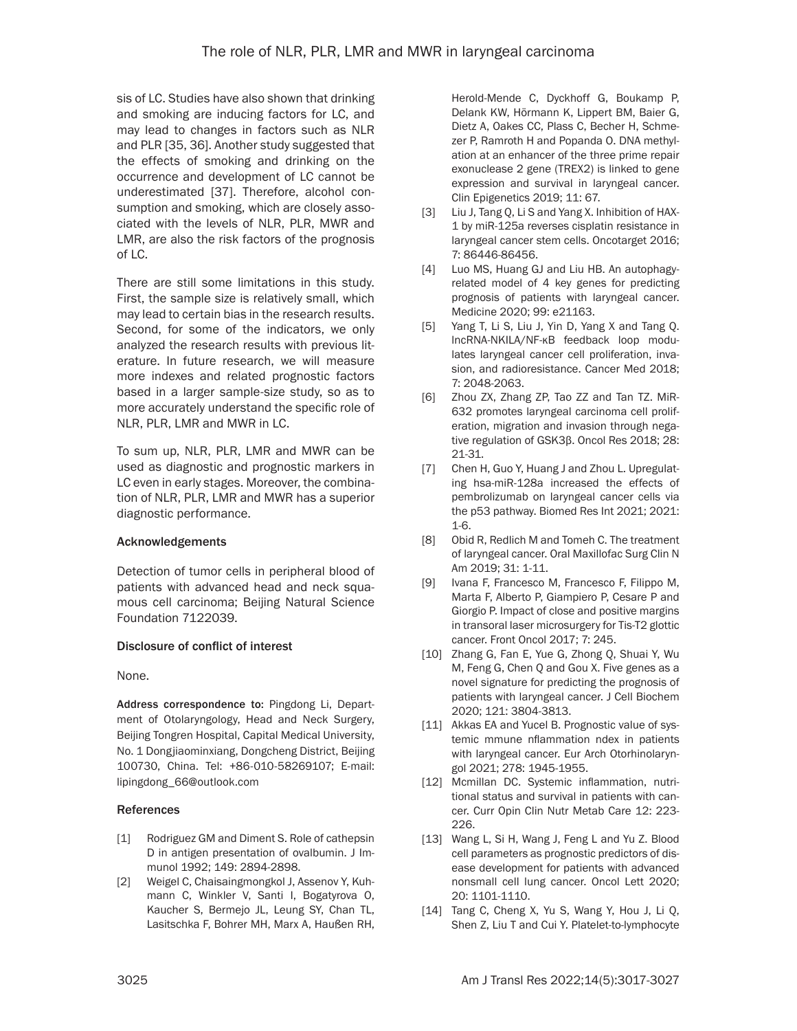sis of LC. Studies have also shown that drinking and smoking are inducing factors for LC, and may lead to changes in factors such as NLR and PLR [35, 36]. Another study suggested that the effects of smoking and drinking on the occurrence and development of LC cannot be underestimated [37]. Therefore, alcohol consumption and smoking, which are closely associated with the levels of NLR, PLR, MWR and LMR, are also the risk factors of the prognosis of LC.

There are still some limitations in this study. First, the sample size is relatively small, which may lead to certain bias in the research results. Second, for some of the indicators, we only analyzed the research results with previous literature. In future research, we will measure more indexes and related prognostic factors based in a larger sample-size study, so as to more accurately understand the specific role of NLR, PLR, LMR and MWR in LC.

To sum up, NLR, PLR, LMR and MWR can be used as diagnostic and prognostic markers in LC even in early stages. Moreover, the combination of NLR, PLR, LMR and MWR has a superior diagnostic performance.

### Acknowledgements

Detection of tumor cells in peripheral blood of patients with advanced head and neck squamous cell carcinoma; Beijing Natural Science Foundation 7122039.

### Disclosure of conflict of interest

None.

**Address correspondence to:** Pingdong Li, Department of Otolaryngology, Head and Neck Surgery, Beijing Tongren Hospital, Capital Medical University, No. 1 Dongjiaominxiang, Dongcheng District, Beijing 100730, China. Tel: +86-010-58269107; E-mail: lipingdong_66@outlook.com

### References

[1] Rodriguez GM and Diment S. Role of cathepsin D in antigen presentation of ovalbumin. J Immunol 1992; 149: 2894-2898.

[2] Weigel C, Chaisaingmongkol J, Assenov Y, Kuhmann C, Winkler V, Santi I, Bogatyrova O, Kaucher S, Bermejo JL, Leung SY, Chan TL, Lasitschka F, Bohrer MH, Marx A, Haußen RH, Herold-Mende C, Dyckhoff G, Boukamp P, Delank KW, Hörmann K, Lippert BM, Baier G, Dietz A, Oakes CC, Plass C, Becher H, Schmezer P, Ramroth H and Popanda O. DNA methylation at an enhancer of the three prime repair exonuclease 2 gene (TREX2) is linked to gene expression and survival in laryngeal cancer. Clin Epigenetics 2019; 11: 67.

[3] Liu J, Tang Q, Li S and Yang X. Inhibition of HAX-1 by miR-125a reverses cisplatin resistance in laryngeal cancer stem cells. Oncotarget 2016; 7: 86446-86456.

[4] Luo MS, Huang GJ and Liu HB. An autophagy-related model of 4 key genes for predicting prognosis of patients with laryngeal cancer. Medicine 2020; 99: e21163.

[5] Yang T, Li S, Liu J, Yin D, Yang X and Tang Q. lncRNA-NKILA/NF-κB feedback loop modulates laryngeal cancer cell proliferation, invasion, and radioresistance. Cancer Med 2018; 7: 2048-2063.

[6] Zhou ZX, Zhang ZP, Tao ZZ and Tan TZ. MiR-632 promotes laryngeal carcinoma cell proliferation, migration and invasion through negative regulation of GSK3β. Oncol Res 2018; 28: 21-31.

[7] Chen H, Guo Y, Huang J and Zhou L. Upregulating hsa-miR-128a increased the effects of pembrolizumab on laryngeal cancer cells via the p53 pathway. Biomed Res Int 2021; 2021: 1-6.

[8] Obid R, Redlich M and Tomeh C. The treatment of laryngeal cancer. Oral Maxillofac Surg Clin N Am 2019; 31: 1-11.

[9] Ivana F, Francesco M, Francesco F, Filippo M, Marta F, Alberto P, Giampiero P, Cesare P and Giorgio P. Impact of close and positive margins in transoral laser microsurgery for Tis-T2 glottic cancer. Front Oncol 2017; 7: 245.

[10] Zhang G, Fan E, Yue G, Zhong Q, Shuai Y, Wu M, Feng G, Chen Q and Gou X. Five genes as a novel signature for predicting the prognosis of patients with laryngeal cancer. J Cell Biochem 2020; 121: 3804-3813.

[11] Akkas EA and Yucel B. Prognostic value of systemic mmune nflammation ndex in patients with laryngeal cancer. Eur Arch Otorhinolaryngol 2021; 278: 1945-1955.

[12] Mcmillan DC. Systemic inflammation, nutritional status and survival in patients with cancer. Curr Opin Clin Nutr Metab Care 12: 223-226.

[13] Wang L, Si H, Wang J, Feng L and Yu Z. Blood cell parameters as prognostic predictors of disease development for patients with advanced nonsmall cell lung cancer. Oncol Lett 2020; 20: 1101-1110.

[14] Tang C, Cheng X, Yu S, Wang Y, Hou J, Li Q, Shen Z, Liu T and Cui Y. Platelet-to-lymphocyte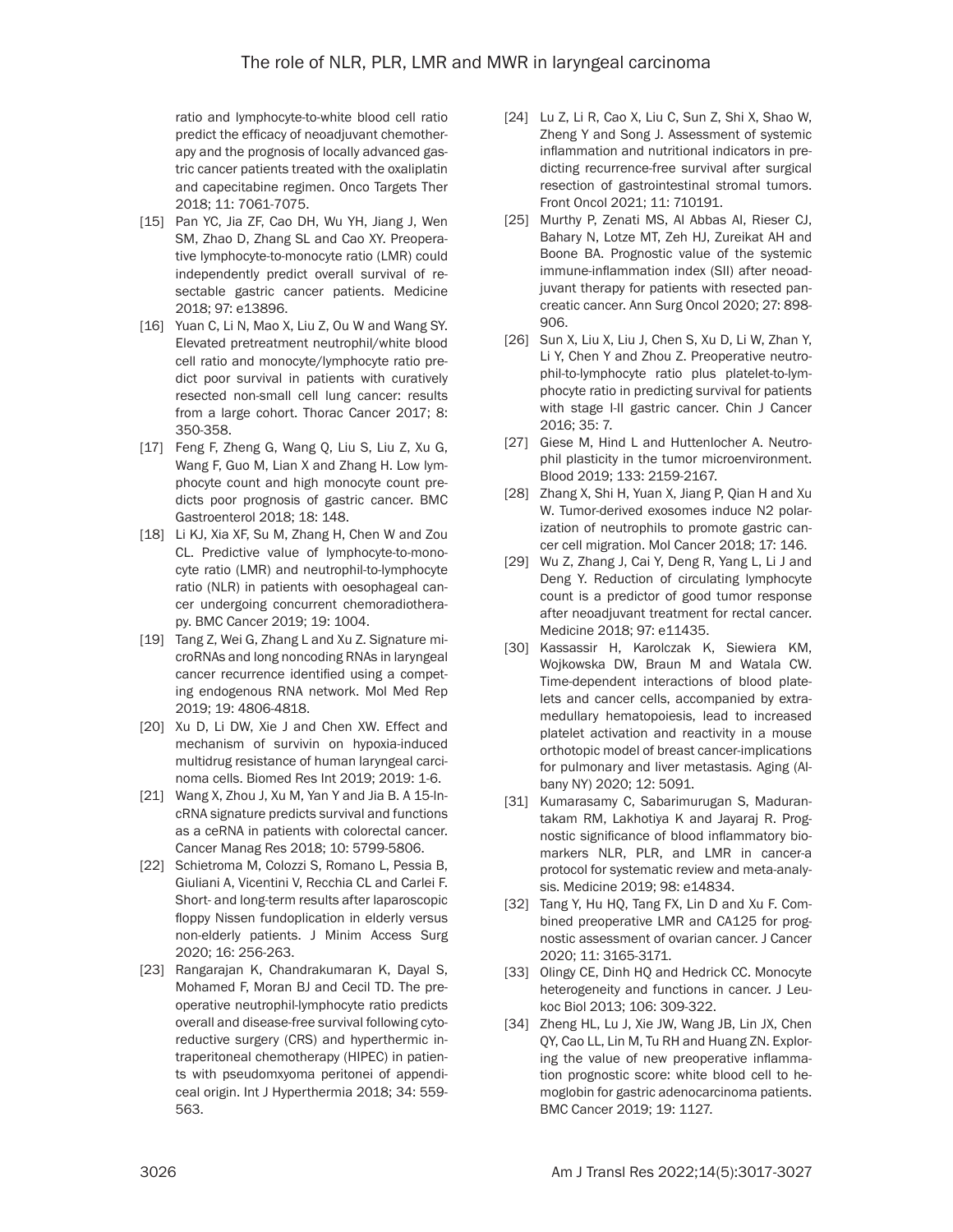ratio and lymphocyte-to-white blood cell ratio predict the efficacy of neoadjuvant chemotherapy and the prognosis of locally advanced gastric cancer patients treated with the oxaliplatin and capecitabine regimen. Onco Targets Ther 2018; 11: 7061-7075.

[15] Pan YC, Jia ZF, Cao DH, Wu YH, Jiang J, Wen SM, Zhao D, Zhang SL and Cao XY. Preoperative lymphocyte-to-monocyte ratio (LMR) could independently predict overall survival of resectable gastric cancer patients. Medicine 2018; 97: e13896.

[16] Yuan C, Li N, Mao X, Liu Z, Ou W and Wang SY. Elevated pretreatment neutrophil/white blood cell ratio and monocyte/lymphocyte ratio predict poor survival in patients with curatively resected non-small cell lung cancer: results from a large cohort. Thorac Cancer 2017; 8: 350-358.

[17] Feng F, Zheng G, Wang Q, Liu S, Liu Z, Xu G, Wang F, Guo M, Lian X and Zhang H. Low lymphocyte count and high monocyte count predicts poor prognosis of gastric cancer. BMC Gastroenterol 2018; 18: 148.

[18] Li KJ, Xia XF, Su M, Zhang H, Chen W and Zou CL. Predictive value of lymphocyte-to-monocyte ratio (LMR) and neutrophil-to-lymphocyte ratio (NLR) in patients with oesophageal cancer undergoing concurrent chemoradiotherapy. BMC Cancer 2019; 19: 1004.

[19] Tang Z, Wei G, Zhang L and Xu Z. Signature microRNAs and long noncoding RNAs in laryngeal cancer recurrence identified using a competing endogenous RNA network. Mol Med Rep 2019; 19: 4806-4818.

[20] Xu D, Li DW, Xie J and Chen XW. Effect and mechanism of survivin on hypoxia-induced multidrug resistance of human laryngeal carcinoma cells. Biomed Res Int 2019; 2019: 1-6.

[21] Wang X, Zhou J, Xu M, Yan Y and Jia B. A 15-lncRNA signature predicts survival and functions as a ceRNA in patients with colorectal cancer. Cancer Manag Res 2018; 10: 5799-5806.

[22] Schietroma M, Colozzi S, Romano L, Pessia B, Giuliani A, Vicentini V, Recchia CL and Carlei F. Short- and long-term results after laparoscopic floppy Nissen fundoplication in elderly versus non-elderly patients. J Minim Access Surg 2020; 16: 256-263.

[23] Rangarajan K, Chandrakumaran K, Dayal S, Mohamed F, Moran BJ and Cecil TD. The preoperative neutrophil-lymphocyte ratio predicts overall and disease-free survival following cytoreductive surgery (CRS) and hyperthermic intraperitoneal chemotherapy (HIPEC) in patients with pseudomxyoma peritonei of appendiceal origin. Int J Hyperthermia 2018; 34: 559-563.

[24] Lu Z, Li R, Cao X, Liu C, Sun Z, Shi X, Shao W, Zheng Y and Song J. Assessment of systemic inflammation and nutritional indicators in predicting recurrence-free survival after surgical resection of gastrointestinal stromal tumors. Front Oncol 2021; 11: 710191.

[25] Murthy P, Zenati MS, Al Abbas AI, Rieser CJ, Bahary N, Lotze MT, Zeh HJ, Zureikat AH and Boone BA. Prognostic value of the systemic immune-inflammation index (SII) after neoadjuvant therapy for patients with resected pancreatic cancer. Ann Surg Oncol 2020; 27: 898-906.

[26] Sun X, Liu X, Liu J, Chen S, Xu D, Li W, Zhan Y, Li Y, Chen Y and Zhou Z. Preoperative neutrophil-to-lymphocyte ratio plus platelet-to-lymphocyte ratio in predicting survival for patients with stage I-II gastric cancer. Chin J Cancer 2016; 35: 7.

[27] Giese M, Hind L and Huttenlocher A. Neutrophil plasticity in the tumor microenvironment. Blood 2019; 133: 2159-2167.

[28] Zhang X, Shi H, Yuan X, Jiang P, Qian H and Xu W. Tumor-derived exosomes induce N2 polarization of neutrophils to promote gastric cancer cell migration. Mol Cancer 2018; 17: 146.

[29] Wu Z, Zhang J, Cai Y, Deng R, Yang L, Li J and Deng Y. Reduction of circulating lymphocyte count is a predictor of good tumor response after neoadjuvant treatment for rectal cancer. Medicine 2018; 97: e11435.

[30] Kassassir H, Karolczak K, Siewiera KM, Wojkowska DW, Braun M and Watala CW. Time-dependent interactions of blood platelets and cancer cells, accompanied by extramedullary hematopoiesis, lead to increased platelet activation and reactivity in a mouse orthotopic model of breast cancer-implications for pulmonary and liver metastasis. Aging (Albany NY) 2020; 12: 5091.

[31] Kumarasamy C, Sabarimurugan S, Madurantakam RM, Lakhotiya K and Jayaraj R. Prognostic significance of blood inflammatory biomarkers NLR, PLR, and LMR in cancer-a protocol for systematic review and meta-analysis. Medicine 2019; 98: e14834.

[32] Tang Y, Hu HQ, Tang FX, Lin D and Xu F. Combined preoperative LMR and CA125 for prognostic assessment of ovarian cancer. J Cancer 2020; 11: 3165-3171.

[33] Olingy CE, Dinh HQ and Hedrick CC. Monocyte heterogeneity and functions in cancer. J Leukoc Biol 2013; 106: 309-322.

[34] Zheng HL, Lu J, Xie JW, Wang JB, Lin JX, Chen QY, Cao LL, Lin M, Tu RH and Huang ZN. Exploring the value of new preoperative inflammation prognostic score: white blood cell to hemoglobin for gastric adenocarcinoma patients. BMC Cancer 2019; 19: 1127.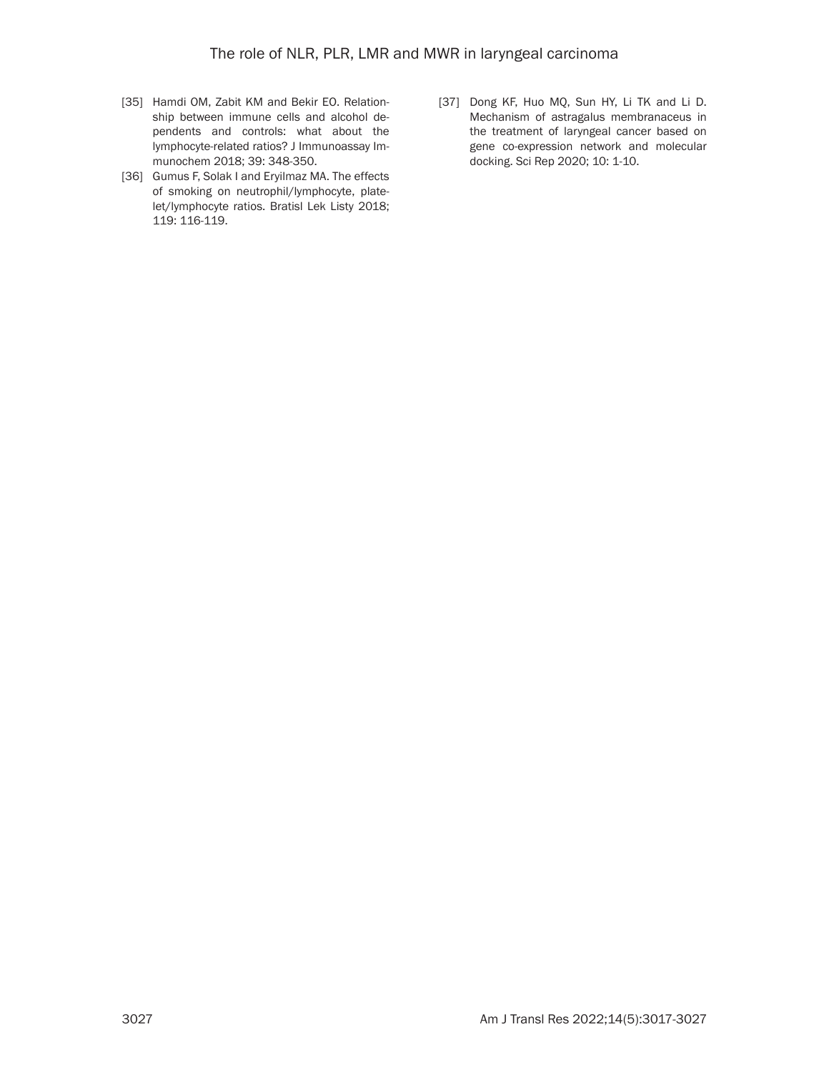[35] Hamdi OM, Zabit KM and Bekir EO. Relationship between immune cells and alcohol dependents and controls: what about the lymphocyte-related ratios? J Immunoassay Immunochem 2018; 39: 348-350.

[36] Gumus F, Solak I and Eryilmaz MA. The effects of smoking on neutrophil/lymphocyte, platelet/lymphocyte ratios. Bratisl Lek Listy 2018; 119: 116-119.

[37] Dong KF, Huo MQ, Sun HY, Li TK and Li D. Mechanism of astragalus membranaceus in the treatment of laryngeal cancer based on gene co-expression network and molecular docking. Sci Rep 2020; 10: 1-10.